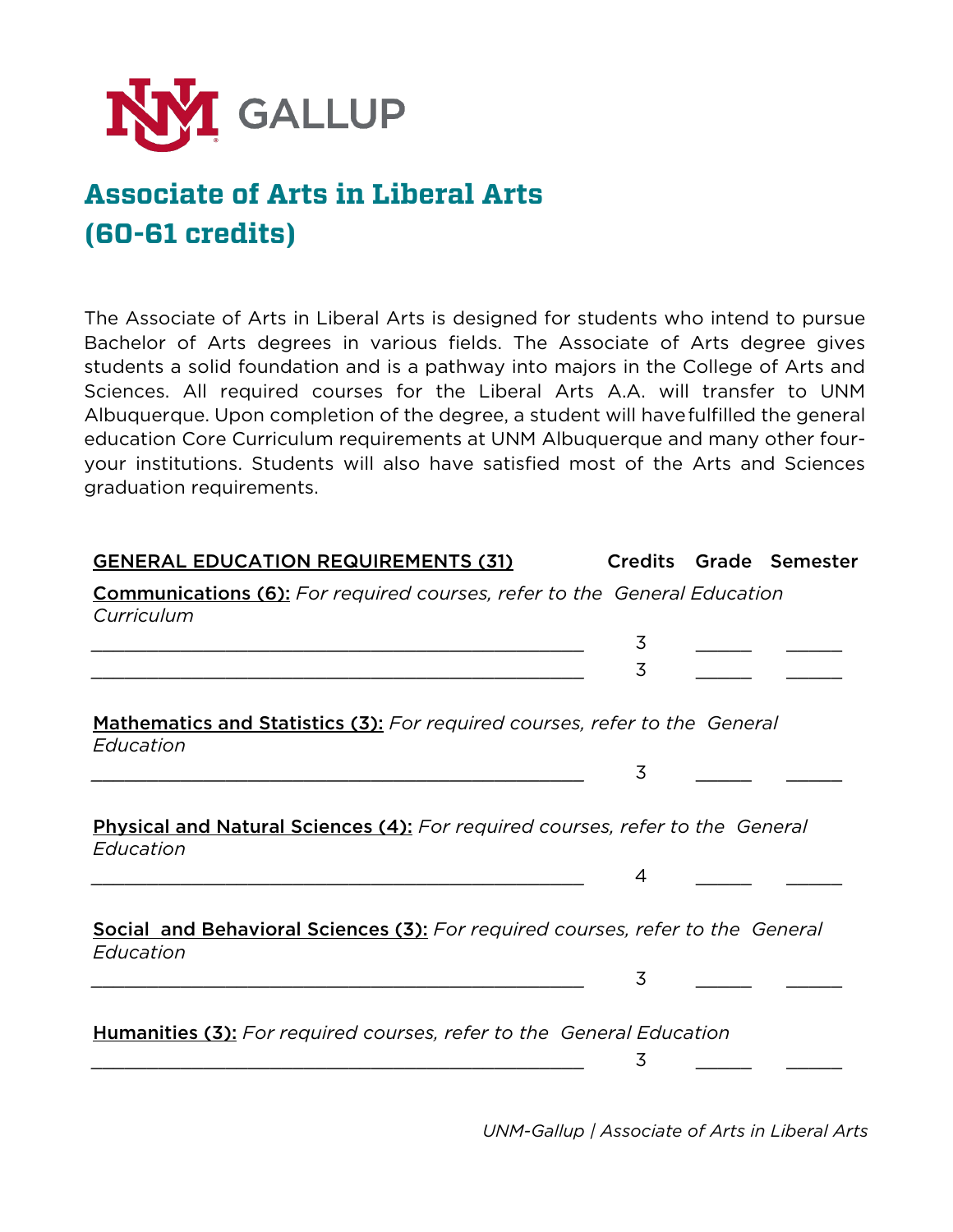UNM GALLUP

# Associate of Arts in Liberal Arts (60-61 credits)

The Associate of Arts in Liberal Arts is designed for students who intend to pursue Bachelor of Arts degrees in various fields. The Associate of Arts degree gives students a solid foundation and is a pathway into majors in the College of Arts and Sciences. All required courses for the Liberal Arts A.A. will transfer to UNM Albuquerque. Upon completion of the degree, a student will have fulfilled the general education Core Curriculum requirements at UNM Albuquerque and many other four-your institutions. Students will also have satisfied most of the Arts and Sciences graduation requirements.

| GENERAL EDUCATION REQUIREMENTS (31) | Credits | Grade | Semester |
|---|---|---|---|
| **Communications (6):** *For required courses, refer to the General Education Curriculum* | | | |
| ____________________ | 3 | ______ | ______ |
| ____________________ | 3 | ______ | ______ |
| **Mathematics and Statistics (3):** *For required courses, refer to the General Education* | | | |
| ____________________ | 3 | ______ | ______ |
| **Physical and Natural Sciences (4):** *For required courses, refer to the General Education* | | | |
| ____________________ | 4 | ______ | ______ |
| **Social and Behavioral Sciences (3):** *For required courses, refer to the General Education* | | | |
| ____________________ | 3 | ______ | ______ |
| **Humanities (3):** *For required courses, refer to the General Education* | | | |
| ____________________ | 3 | ______ | ______ |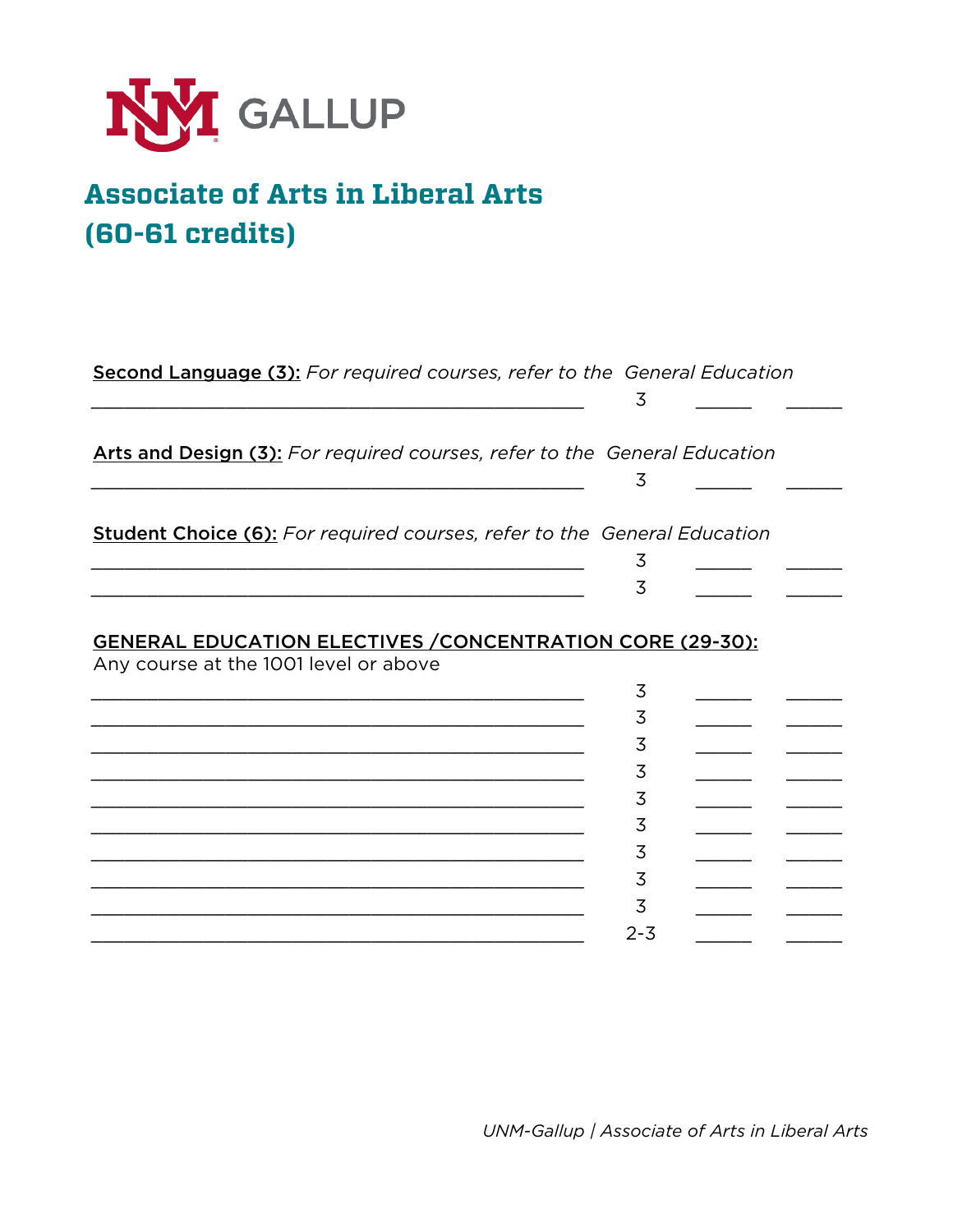# Associate of Arts in Liberal Arts (60-61 credits)

**Second Language (3):** *For required courses, refer to the General Education*

| | | | |
|---|---|---|---|
| ______________________________ | 3 | ______ | ______ |

**Arts and Design (3):** *For required courses, refer to the General Education*

| | | | |
|---|---|---|---|
| ______________________________ | 3 | ______ | ______ |

**Student Choice (6):** *For required courses, refer to the General Education*

| | | | |
|---|---|---|---|
| ______________________________ | 3 | ______ | ______ |
| ______________________________ | 3 | ______ | ______ |

**GENERAL EDUCATION ELECTIVES /CONCENTRATION CORE (29-30):**
Any course at the 1001 level or above

| | | | |
|---|---|---|---|
| ______________________________ | 3 | ______ | ______ |
| ______________________________ | 3 | ______ | ______ |
| ______________________________ | 3 | ______ | ______ |
| ______________________________ | 3 | ______ | ______ |
| ______________________________ | 3 | ______ | ______ |
| ______________________________ | 3 | ______ | ______ |
| ______________________________ | 3 | ______ | ______ |
| ______________________________ | 3 | ______ | ______ |
| ______________________________ | 3 | ______ | ______ |
| ______________________________ | 2-3 | ______ | ______ |